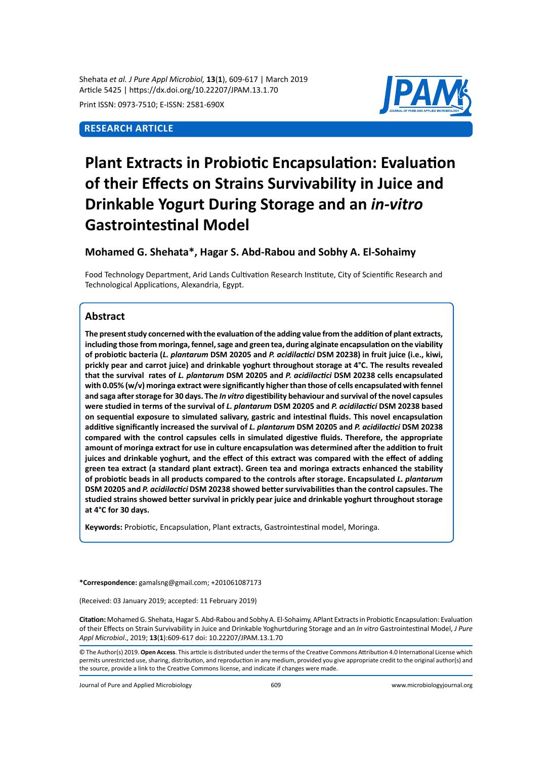Print ISSN: 0973-7510; E-ISSN: 2581-690X

**RESEARCH ARTICLE**

# Plant Extracts in Probiotic Encapsulation: Evaluation of their Effects on Strains Survivability in Juice and Drinkable Yogurt During Storage and an *in-vitro* Gastrointestinal Model

**Mohamed G. Shehata\*, Hagar S. Abd-Rabou and Sobhy A. El-Sohaimy**

Food Technology Department, Arid Lands Cultivation Research Institute, City of Scientific Research and Technological Applications, Alexandria, Egypt.

## Abstract

**The present study concerned with the evaluation of the adding value from the addition of plant extracts, including those from moringa, fennel, sage and green tea, during alginate encapsulation on the viability of probiotic bacteria (*L. plantarum* DSM 20205 and *P. acidilactici* DSM 20238) in fruit juice (i.e., kiwi, prickly pear and carrot juice) and drinkable yoghurt throughout storage at 4°C. The results revealed that the survival rates of *L. plantarum* DSM 20205 and *P. acidilactici* DSM 20238 cells encapsulated with 0.05% (w/v) moringa extract were significantly higher than those of cells encapsulated with fennel and saga after storage for 30 days. The *In vitro* digestibility behaviour and survival of the novel capsules were studied in terms of the survival of *L. plantarum* DSM 20205 and *P. acidilactici* DSM 20238 based on sequential exposure to simulated salivary, gastric and intestinal fluids. This novel encapsulation additive significantly increased the survival of *L. plantarum* DSM 20205 and *P. acidilactici* DSM 20238 compared with the control capsules cells in simulated digestive fluids. Therefore, the appropriate amount of moringa extract for use in culture encapsulation was determined after the addition to fruit juices and drinkable yoghurt, and the effect of this extract was compared with the effect of adding green tea extract (a standard plant extract). Green tea and moringa extracts enhanced the stability of probiotic beads in all products compared to the controls after storage. Encapsulated *L. plantarum* DSM 20205 and *P. acidilactici* DSM 20238 showed better survivabilities than the control capsules. The studied strains showed better survival in prickly pear juice and drinkable yoghurt throughout storage at 4°C for 30 days.**

**Keywords:** Probiotic, Encapsulation, Plant extracts, Gastrointestinal model, Moringa.

**\*Correspondence:** gamalsng@gmail.com; +201061087173

(Received: 03 January 2019; accepted: 11 February 2019)

**Citation:** Mohamed G. Shehata, Hagar S. Abd-Rabou and Sobhy A. El-Sohaimy, APlant Extracts in Probiotic Encapsulation: Evaluation of their Effects on Strain Survivability in Juice and Drinkable Yoghurtduring Storage and an *In vitro* Gastrointestinal Model, *J Pure Appl Microbiol*., 2019; **13**(**1**):609-617 doi: 10.22207/JPAM.13.1.70

© The Author(s) 2019. **Open Access**. This article is distributed under the terms of the Creative Commons Attribution 4.0 International License which permits unrestricted use, sharing, distribution, and reproduction in any medium, provided you give appropriate credit to the original author(s) and the source, provide a link to the Creative Commons license, and indicate if changes were made.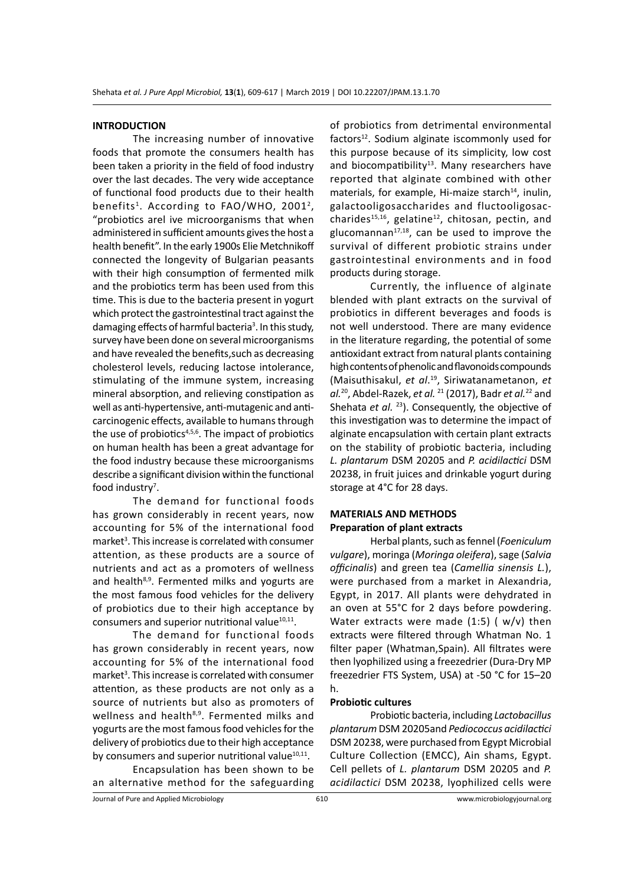## INTRODUCTION

The increasing number of innovative foods that promote the consumers health has been taken a priority in the field of food industry over the last decades. The very wide acceptance of functional food products due to their health benefits[1]. According to FAO/WHO, 2001[2], "probiotics arel ive microorganisms that when administered in sufficient amounts gives the host a health benefit". In the early 1900s Elie Metchnikoff connected the longevity of Bulgarian peasants with their high consumption of fermented milk and the probiotics term has been used from this time. This is due to the bacteria present in yogurt which protect the gastrointestinal tract against the damaging effects of harmful bacteria[3]. In this study, survey have been done on several microorganisms and have revealed the benefits,such as decreasing cholesterol levels, reducing lactose intolerance, stimulating of the immune system, increasing mineral absorption, and relieving constipation as well as anti-hypertensive, anti-mutagenic and anti-carcinogenic effects, available to humans through the use of probiotics[4,5,6]. The impact of probiotics on human health has been a great advantage for the food industry because these microorganisms describe a significant division within the functional food industry[7].

The demand for functional foods has grown considerably in recent years, now accounting for 5% of the international food market[3]. This increase is correlated with consumer attention, as these products are a source of nutrients and act as a promoters of wellness and health[8,9]. Fermented milks and yogurts are the most famous food vehicles for the delivery of probiotics due to their high acceptance by consumers and superior nutritional value[10,11].

The demand for functional foods has grown considerably in recent years, now accounting for 5% of the international food market[3]. This increase is correlated with consumer attention, as these products are not only as a source of nutrients but also as promoters of wellness and health[8,9]. Fermented milks and yogurts are the most famous food vehicles for the delivery of probiotics due to their high acceptance by consumers and superior nutritional value[10,11].

Encapsulation has been shown to be an alternative method for the safeguarding of probiotics from detrimental environmental factors[12]. Sodium alginate iscommonly used for this purpose because of its simplicity, low cost and biocompatibility[13]. Many researchers have reported that alginate combined with other materials, for example, Hi-maize starch[14], inulin, galactooligosaccharides and fluctooligosaccharides[15,16], gelatine[12], chitosan, pectin, and glucomannan[17,18], can be used to improve the survival of different probiotic strains under gastrointestinal environments and in food products during storage.

Currently, the influence of alginate blended with plant extracts on the survival of probiotics in different beverages and foods is not well understood. There are many evidence in the literature regarding, the potential of some antioxidant extract from natural plants containing high contents of phenolic and flavonoids compounds (Maisuthisakul, *et al*.[19], Siriwatanametanon, *et al.*[20], Abdel-Razek, *et al.* [21] (2017), Badr *et al.*[22] and Shehata *et al.* [23]). Consequently, the objective of this investigation was to determine the impact of alginate encapsulation with certain plant extracts on the stability of probiotic bacteria, including *L. plantarum* DSM 20205 and *P. acidilactici* DSM 20238, in fruit juices and drinkable yogurt during storage at 4°C for 28 days.

## MATERIALS AND METHODS

### Preparation of plant extracts

Herbal plants, such as fennel (*Foeniculum vulgare*), moringa (*Moringa oleifera*), sage (*Salvia officinalis*) and green tea (*Camellia sinensis L.*), were purchased from a market in Alexandria, Egypt, in 2017. All plants were dehydrated in an oven at 55°C for 2 days before powdering. Water extracts were made (1:5) ( w/v) then extracts were filtered through Whatman No. 1 filter paper (Whatman,Spain). All filtrates were then lyophilized using a freezedrier (Dura-Dry MP freezedrier FTS System, USA) at -50 °C for 15–20 h.

### Probiotic cultures

Probiotic bacteria, including *Lactobacillus plantarum* DSM 20205and *Pediococcus acidilactici* DSM 20238, were purchased from Egypt Microbial Culture Collection (EMCC), Ain shams, Egypt. Cell pellets of *L. plantarum* DSM 20205 and *P. acidilactici* DSM 20238, lyophilized cells were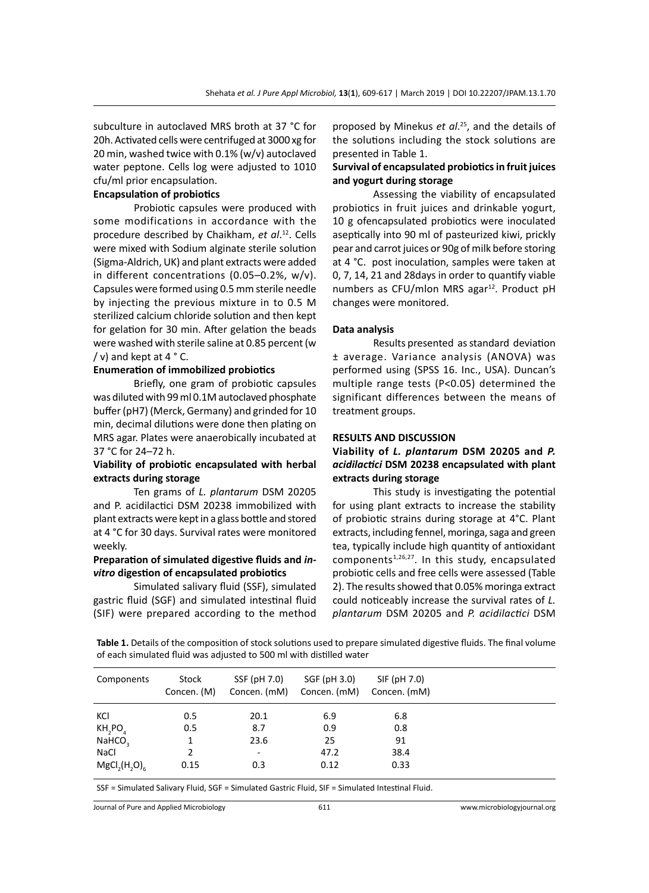subculture in autoclaved MRS broth at 37 °C for 20h. Activated cells were centrifuged at 3000 xg for 20 min, washed twice with 0.1% (w/v) autoclaved water peptone. Cells log were adjusted to 1010 cfu/ml prior encapsulation.

### Encapsulation of probiotics

Probiotic capsules were produced with some modifications in accordance with the procedure described by Chaikham, *et al*.[12]. Cells were mixed with Sodium alginate sterile solution (Sigma-Aldrich, UK) and plant extracts were added in different concentrations (0.05–0.2%, w/v). Capsules were formed using 0.5 mm sterile needle by injecting the previous mixture in to 0.5 M sterilized calcium chloride solution and then kept for gelation for 30 min. After gelation the beads were washed with sterile saline at 0.85 percent (w / v) and kept at 4 ° C.

### Enumeration of immobilized probiotics

Briefly, one gram of probiotic capsules was diluted with 99 ml 0.1M autoclaved phosphate buffer (pH7) (Merck, Germany) and grinded for 10 min, decimal dilutions were done then plating on MRS agar. Plates were anaerobically incubated at 37 °C for 24–72 h.

### Viability of probiotic encapsulated with herbal extracts during storage

Ten grams of *L. plantarum* DSM 20205 and P. acidilactici DSM 20238 immobilized with plant extracts were kept in a glass bottle and stored at 4 °C for 30 days. Survival rates were monitored weekly.

### Preparation of simulated digestive fluids and *in-vitro* digestion of encapsulated probiotics

Simulated salivary fluid (SSF), simulated gastric fluid (SGF) and simulated intestinal fluid (SIF) were prepared according to the method proposed by Minekus *et al*.[25], and the details of the solutions including the stock solutions are presented in Table 1.

### Survival of encapsulated probiotics in fruit juices and yogurt during storage

Assessing the viability of encapsulated probiotics in fruit juices and drinkable yogurt, 10 g ofencapsulated probiotics were inoculated aseptically into 90 ml of pasteurized kiwi, prickly pear and carrot juices or 90g of milk before storing at 4 °C. post inoculation, samples were taken at 0, 7, 14, 21 and 28days in order to quantify viable numbers as CFU/mlon MRS agar[12]. Product pH changes were monitored.

### Data analysis

Results presented as standard deviation ± average. Variance analysis (ANOVA) was performed using (SPSS 16. Inc., USA). Duncan's multiple range tests ($P<0.05$) determined the significant differences between the means of treatment groups.

## RESULTS AND DISCUSSION

### Viability of *L. plantarum* DSM 20205 and *P. acidilactici* DSM 20238 encapsulated with plant extracts during storage

This study is investigating the potential for using plant extracts to increase the stability of probiotic strains during storage at 4°C. Plant extracts, including fennel, moringa, saga and green tea, typically include high quantity of antioxidant components[1,26,27]. In this study, encapsulated probiotic cells and free cells were assessed (Table 2). The results showed that 0.05% moringa extract could noticeably increase the survival rates of *L. plantarum* DSM 20205 and *P. acidilactici* DSM

**Table 1.** Details of the composition of stock solutions used to prepare simulated digestive fluids. The final volume of each simulated fluid was adjusted to 500 ml with distilled water

| Components | Stock Concen. (M) | SSF (pH 7.0) Concen. (mM) | SGF (pH 3.0) Concen. (mM) | SIF (pH 7.0) Concen. (mM) |
|---|---|---|---|---|
| KCl | 0.5 | 20.1 | 6.9 | 6.8 |
| $KH_2PO_4$ | 0.5 | 8.7 | 0.9 | 0.8 |
| $NaHCO_3$ | 1 | 23.6 | 25 | 91 |
| NaCl | 2 | - | 47.2 | 38.4 |
| $MgCl_2(H_2O)_6$ | 0.15 | 0.3 | 0.12 | 0.33 |

SSF = Simulated Salivary Fluid, SGF = Simulated Gastric Fluid, SIF = Simulated Intestinal Fluid.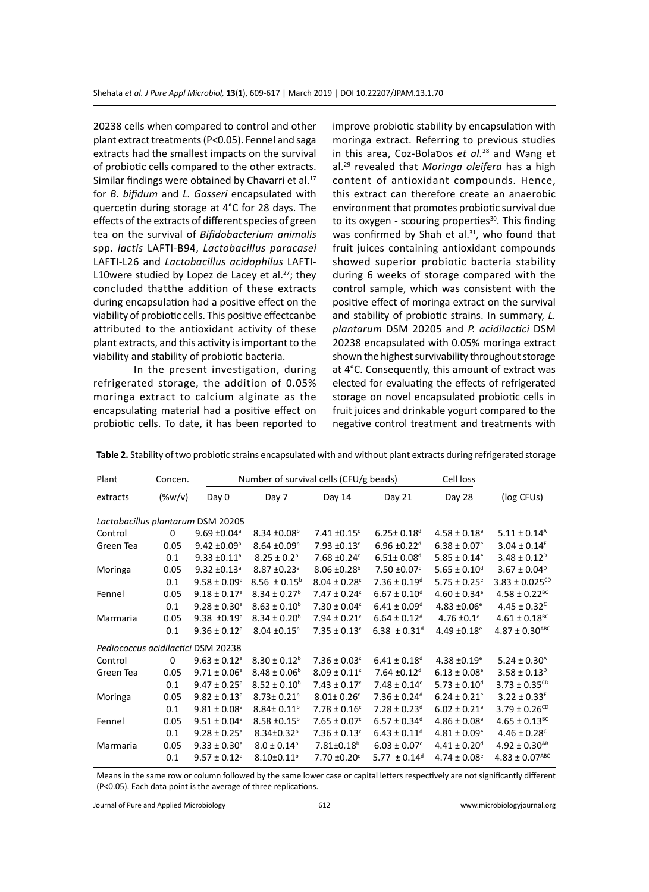20238 cells when compared to control and other plant extract treatments (P<0.05). Fennel and saga extracts had the smallest impacts on the survival of probiotic cells compared to the other extracts. Similar findings were obtained by Chavarri et al.[17] for *B. bifidum* and *L. Gasseri* encapsulated with quercetin during storage at 4°C for 28 days. The effects of the extracts of different species of green tea on the survival of *Bifidobacterium animalis* spp. *lactis* LAFTI-B94, *Lactobacillus paracasei* LAFTI-L26 and *Lactobacillus acidophilus* LAFTI-L10were studied by Lopez de Lacey et al.[27]; they concluded thatthe addition of these extracts during encapsulation had a positive effect on the viability of probiotic cells. This positive effectcanbe attributed to the antioxidant activity of these plant extracts, and this activity is important to the viability and stability of probiotic bacteria.

In the present investigation, during refrigerated storage, the addition of 0.05% moringa extract to calcium alginate as the encapsulating material had a positive effect on probiotic cells. To date, it has been reported to improve probiotic stability by encapsulation with moringa extract. Referring to previous studies in this area, Coz-Bolaɒos *et al.*[28] and Wang et al.[29] revealed that *Moringa oleifera* has a high content of antioxidant compounds. Hence, this extract can therefore create an anaerobic environment that promotes probiotic survival due to its oxygen - scouring properties[30]. This finding was confirmed by Shah et al.[31], who found that fruit juices containing antioxidant compounds showed superior probiotic bacteria stability during 6 weeks of storage compared with the control sample, which was consistent with the positive effect of moringa extract on the survival and stability of probiotic strains. In summary, *L. plantarum* DSM 20205 and *P. acidilactici* DSM 20238 encapsulated with 0.05% moringa extract shown the highest survivability throughout storage at 4°C. Consequently, this amount of extract was elected for evaluating the effects of refrigerated storage on novel encapsulated probiotic cells in fruit juices and drinkable yogurt compared to the negative control treatment and treatments with

**Table 2.** Stability of two probiotic strains encapsulated with and without plant extracts during refrigerated storage

| Plant extracts | Concen. (%w/v) | Number of survival cells (CFU/g beads) | | | | | Cell loss (log CFUs) |
|---|---|---|---|---|---|---|---|
| | | Day 0 | Day 7 | Day 14 | Day 21 | Day 28 | |
| *Lactobacillus plantarum* DSM 20205 | | | | | | | |
| Control | 0 | 9.69 ±0.04$^{a}$ | 8.34 ±0.08$^{b}$ | 7.41 ±0.15$^{c}$ | 6.25± 0.18$^{d}$ | 4.58 ± 0.18$^{e}$ | 5.11 ± 0.14$^{A}$ |
| Green Tea | 0.05 | 9.42 ±0.09$^{a}$ | 8.64 ±0.09$^{b}$ | 7.93 ±0.13$^{c}$ | 6.96 ±0.22$^{d}$ | 6.38 ± 0.07$^{e}$ | 3.04 ± 0.14$^{E}$ |
| | 0.1 | 9.33 ±0.11$^{a}$ | 8.25 ± 0.2$^{b}$ | 7.68 ±0.24$^{c}$ | 6.51± 0.08$^{d}$ | 5.85 ± 0.14$^{e}$ | 3.48 ± 0.12$^{D}$ |
| Moringa | 0.05 | 9.32 ±0.13$^{a}$ | 8.87 ±0.23$^{a}$ | 8.06 ±0.28$^{b}$ | 7.50 ±0.07$^{c}$ | 5.65 ± 0.10$^{d}$ | 3.67 ± 0.04$^{D}$ |
| | 0.1 | 9.58 ± 0.09$^{a}$ | 8.56 ± 0.15$^{b}$ | 8.04 ± 0.28$^{c}$ | 7.36 ± 0.19$^{d}$ | 5.75 ± 0.25$^{e}$ | 3.83 ± 0.025$^{CD}$ |
| Fennel | 0.05 | 9.18 ± 0.17$^{a}$ | 8.34 ± 0.27$^{b}$ | 7.47 ± 0.24$^{c}$ | 6.67 ± 0.10$^{d}$ | 4.60 ± 0.34$^{e}$ | 4.58 ± 0.22$^{BC}$ |
| | 0.1 | 9.28 ± 0.30$^{a}$ | 8.63 ± 0.10$^{b}$ | 7.30 ± 0.04$^{c}$ | 6.41 ± 0.09$^{d}$ | 4.83 ±0.06$^{e}$ | 4.45 ± 0.32$^{C}$ |
| Marmaria | 0.05 | 9.38 ±0.19$^{a}$ | 8.34 ± 0.20$^{b}$ | 7.94 ± 0.21$^{c}$ | 6.64 ± 0.12$^{d}$ | 4.76 ±0.1$^{e}$ | 4.61 ± 0.18$^{BC}$ |
| | 0.1 | 9.36 ± 0.12$^{a}$ | 8.04 ±0.15$^{b}$ | 7.35 ± 0.13$^{c}$ | 6.38 ± 0.31$^{d}$ | 4.49 ±0.18$^{e}$ | 4.87 ± 0.30$^{ABC}$ |
| *Pediococcus acidilactici* DSM 20238 | | | | | | | |
| Control | 0 | 9.63 ± 0.12$^{a}$ | 8.30 ± 0.12$^{b}$ | 7.36 ± 0.03$^{c}$ | 6.41 ± 0.18$^{d}$ | 4.38 ±0.19$^{e}$ | 5.24 ± 0.30$^{A}$ |
| Green Tea | 0.05 | 9.71 ± 0.06$^{a}$ | 8.48 ± 0.06$^{b}$ | 8.09 ± 0.11$^{c}$ | 7.64 ±0.12$^{d}$ | 6.13 ± 0.08$^{e}$ | 3.58 ± 0.13$^{D}$ |
| | 0.1 | 9.47 ± 0.25$^{a}$ | 8.52 ± 0.10$^{b}$ | 7.43 ± 0.17$^{c}$ | 7.48 ± 0.14$^{c}$ | 5.73 ± 0.10$^{d}$ | 3.73 ± 0.35$^{CD}$ |
| Moringa | 0.05 | 9.82 ± 0.13$^{a}$ | 8.73± 0.21$^{b}$ | 8.01± 0.26$^{c}$ | 7.36 ± 0.24$^{d}$ | 6.24 ± 0.21$^{e}$ | 3.22 ± 0.33$^{E}$ |
| | 0.1 | 9.81 ± 0.08$^{a}$ | 8.84± 0.11$^{b}$ | 7.78 ± 0.16$^{c}$ | 7.28 ± 0.23$^{d}$ | 6.02 ± 0.21$^{e}$ | 3.79 ± 0.26$^{CD}$ |
| Fennel | 0.05 | 9.51 ± 0.04$^{a}$ | 8.58 ±0.15$^{b}$ | 7.65 ± 0.07$^{c}$ | 6.57 ± 0.34$^{d}$ | 4.86 ± 0.08$^{e}$ | 4.65 ± 0.13$^{BC}$ |
| | 0.1 | 9.28 ± 0.25$^{a}$ | 8.34±0.32$^{b}$ | 7.36 ± 0.13$^{c}$ | 6.43 ± 0.11$^{d}$ | 4.81 ± 0.09$^{e}$ | 4.46 ± 0.28$^{C}$ |
| Marmaria | 0.05 | 9.33 ± 0.30$^{a}$ | 8.0 ± 0.14$^{b}$ | 7.81±0.18$^{b}$ | 6.03 ± 0.07$^{c}$ | 4.41 ± 0.20$^{d}$ | 4.92 ± 0.30$^{AB}$ |
| | 0.1 | 9.57 ± 0.12$^{a}$ | 8.10±0.11$^{b}$ | 7.70 ±0.20$^{c}$ | 5.77 ± 0.14$^{d}$ | 4.74 ± 0.08$^{e}$ | 4.83 ± 0.07$^{ABC}$ |

Means in the same row or column followed by the same lower case or capital letters respectively are not significantly different (P<0.05). Each data point is the average of three replications.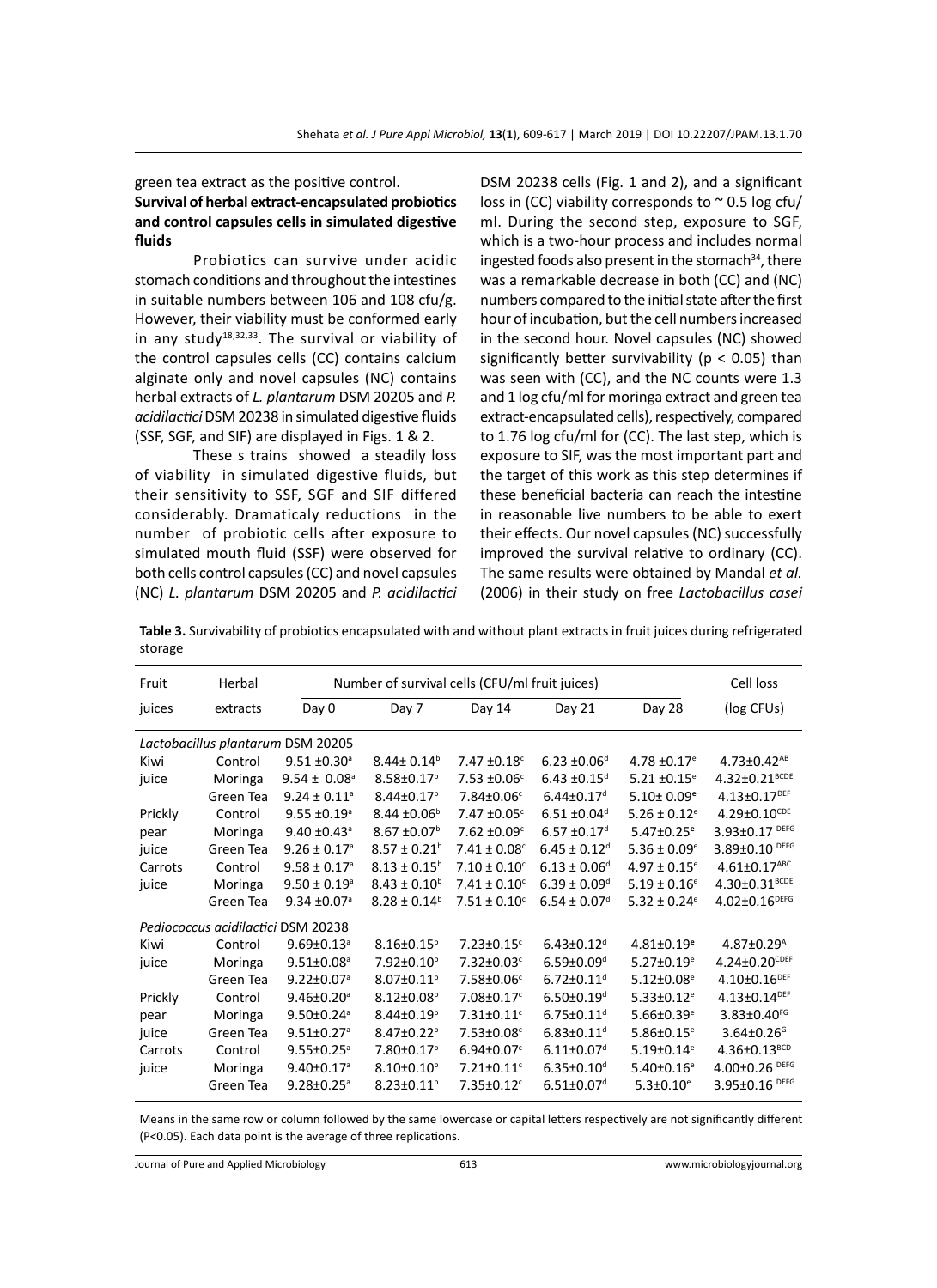green tea extract as the positive control.

**Survival of herbal extract-encapsulated probiotics and control capsules cells in simulated digestive fluids**

Probiotics can survive under acidic stomach conditions and throughout the intestines in suitable numbers between 106 and 108 cfu/g. However, their viability must be conformed early in any study[18,32,33]. The survival or viability of the control capsules cells (CC) contains calcium alginate only and novel capsules (NC) contains herbal extracts of *L. plantarum* DSM 20205 and *P. acidilactici* DSM 20238 in simulated digestive fluids (SSF, SGF, and SIF) are displayed in Figs. 1 & 2.

These s trains showed a steadily loss of viability in simulated digestive fluids, but their sensitivity to SSF, SGF and SIF differed considerably. Dramaticaly reductions in the number of probiotic cells after exposure to simulated mouth fluid (SSF) were observed for both cells control capsules (CC) and novel capsules (NC) *L. plantarum* DSM 20205 and *P. acidilactici* DSM 20238 cells (Fig. 1 and 2), and a significant loss in (CC) viability corresponds to ~ 0.5 log cfu/ml. During the second step, exposure to SGF, which is a two-hour process and includes normal ingested foods also present in the stomach[34], there was a remarkable decrease in both (CC) and (NC) numbers compared to the initial state after the first hour of incubation, but the cell numbers increased in the second hour. Novel capsules (NC) showed significantly better survivability ($p < 0.05$) than was seen with (CC), and the NC counts were 1.3 and 1 log cfu/ml for moringa extract and green tea extract-encapsulated cells), respectively, compared to 1.76 log cfu/ml for (CC). The last step, which is exposure to SIF, was the most important part and the target of this work as this step determines if these beneficial bacteria can reach the intestine in reasonable live numbers to be able to exert their effects. Our novel capsules (NC) successfully improved the survival relative to ordinary (CC). The same results were obtained by Mandal *et al.* (2006) in their study on free *Lactobacillus casei*

**Table 3.** Survivability of probiotics encapsulated with and without plant extracts in fruit juices during refrigerated storage

| Fruit juices | Herbal extracts | Number of survival cells (CFU/ml fruit juices) | | | | | Cell loss (log CFUs) |
|---|---|---|---|---|---|---|---|
| | | Day 0 | Day 7 | Day 14 | Day 21 | Day 28 | |
| *Lactobacillus plantarum* DSM 20205 | | | | | | | |
| Kiwi | Control | 9.51 ±0.30[a] | 8.44± 0.14[b] | 7.47 ±0.18[c] | 6.23 ±0.06[d] | 4.78 ±0.17[e] | 4.73±0.42[AB] |
| juice | Moringa | 9.54 ± 0.08[a] | 8.58±0.17[b] | 7.53 ±0.06[c] | 6.43 ±0.15[d] | 5.21 ±0.15[e] | 4.32±0.21[BCDE] |
| | Green Tea | 9.24 ± 0.11[a] | 8.44±0.17[b] | 7.84±0.06[c] | 6.44±0.17[d] | 5.10± 0.09[e] | 4.13±0.17[DEF] |
| Prickly | Control | 9.55 ±0.19[a] | 8.44 ±0.06[b] | 7.47 ±0.05[c] | 6.51 ±0.04[d] | 5.26 ± 0.12[e] | 4.29±0.10[CDE] |
| pear | Moringa | 9.40 ±0.43[a] | 8.67 ±0.07[b] | 7.62 ±0.09[c] | 6.57 ±0.17[d] | 5.47±0.25[e] | 3.93±0.17 [DEFG] |
| juice | Green Tea | 9.26 ± 0.17[a] | 8.57 ± 0.21[b] | 7.41 ± 0.08[c] | 6.45 ± 0.12[d] | 5.36 ± 0.09[e] | 3.89±0.10 [DEFG] |
| Carrots | Control | 9.58 ± 0.17[a] | 8.13 ± 0.15[b] | 7.10 ± 0.10[c] | 6.13 ± 0.06[d] | 4.97 ± 0.15[e] | 4.61±0.17[ABC] |
| juice | Moringa | 9.50 ± 0.19[a] | 8.43 ± 0.10[b] | 7.41 ± 0.10[c] | 6.39 ± 0.09[d] | 5.19 ± 0.16[e] | 4.30±0.31[BCDE] |
| | Green Tea | 9.34 ±0.07[a] | 8.28 ± 0.14[b] | 7.51 ± 0.10[c] | 6.54 ± 0.07[d] | 5.32 ± 0.24[e] | 4.02±0.16[DEFG] |
| *Pediococcus acidilactici* DSM 20238 | | | | | | | |
| Kiwi | Control | 9.69±0.13[a] | 8.16±0.15[b] | 7.23±0.15[c] | 6.43±0.12[d] | 4.81±0.19[e] | 4.87±0.29[A] |
| juice | Moringa | 9.51±0.08[a] | 7.92±0.10[b] | 7.32±0.03[c] | 6.59±0.09[d] | 5.27±0.19[e] | 4.24±0.20[CDEF] |
| | Green Tea | 9.22±0.07[a] | 8.07±0.11[b] | 7.58±0.06[c] | 6.72±0.11[d] | 5.12±0.08[e] | 4.10±0.16[DEF] |
| Prickly | Control | 9.46±0.20[a] | 8.12±0.08[b] | 7.08±0.17[c] | 6.50±0.19[d] | 5.33±0.12[e] | 4.13±0.14[DEF] |
| pear | Moringa | 9.50±0.24[a] | 8.44±0.19[b] | 7.31±0.11[c] | 6.75±0.11[d] | 5.66±0.39[e] | 3.83±0.40[FG] |
| juice | Green Tea | 9.51±0.27[a] | 8.47±0.22[b] | 7.53±0.08[c] | 6.83±0.11[d] | 5.86±0.15[e] | 3.64±0.26[G] |
| Carrots | Control | 9.55±0.25[a] | 7.80±0.17[b] | 6.94±0.07[c] | 6.11±0.07[d] | 5.19±0.14[e] | 4.36±0.13[BCD] |
| juice | Moringa | 9.40±0.17[a] | 8.10±0.10[b] | 7.21±0.11[c] | 6.35±0.10[d] | 5.40±0.16[e] | 4.00±0.26 [DEFG] |
| | Green Tea | 9.28±0.25[a] | 8.23±0.11[b] | 7.35±0.12[c] | 6.51±0.07[d] | 5.3±0.10[e] | 3.95±0.16 [DEFG] |

Means in the same row or column followed by the same lowercase or capital letters respectively are not significantly different ($P<0.05$). Each data point is the average of three replications.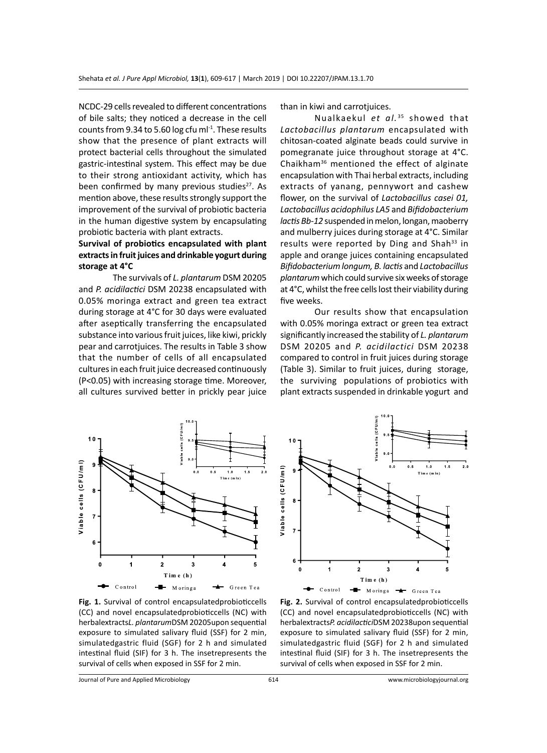NCDC-29 cells revealed to different concentrations of bile salts; they noticed a decrease in the cell counts from 9.34 to 5.60 log cfu ml$^{-1}$. These results show that the presence of plant extracts will protect bacterial cells throughout the simulated gastric-intestinal system. This effect may be due to their strong antioxidant activity, which has been confirmed by many previous studies[27]. As mention above, these results strongly support the improvement of the survival of probiotic bacteria in the human digestive system by encapsulating probiotic bacteria with plant extracts.

### Survival of probiotics encapsulated with plant extracts in fruit juices and drinkable yogurt during storage at 4°C

The survivals of *L. plantarum* DSM 20205 and *P. acidilactici* DSM 20238 encapsulated with 0.05% moringa extract and green tea extract during storage at 4°C for 30 days were evaluated after aseptically transferring the encapsulated substance into various fruit juices, like kiwi, prickly pear and carrotjuices. The results in Table 3 show that the number of cells of all encapsulated cultures in each fruit juice decreased continuously (P<0.05) with increasing storage time. Moreover, all cultures survived better in prickly pear juice than in kiwi and carrotjuices.

Nualkaekul *et al.*[35] showed that *Lactobacillus plantarum* encapsulated with chitosan-coated alginate beads could survive in pomegranate juice throughout storage at 4°C. Chaikham[36] mentioned the effect of alginate encapsulation with Thai herbal extracts, including extracts of yanang, pennywort and cashew flower, on the survival of *Lactobacillus casei 01, Lactobacillus acidophilus LA5* and *Bifidobacterium lactis Bb-12* suspended in melon, longan, maoberry and mulberry juices during storage at 4°C. Similar results were reported by Ding and Shah[33] in apple and orange juices containing encapsulated *Bifidobacterium longum, B. lactis* and *Lactobacillus plantarum* which could survive six weeks of storage at 4°C, whilst the free cells lost their viability during five weeks.

Our results show that encapsulation with 0.05% moringa extract or green tea extract significantly increased the stability of *L. plantarum* DSM 20205 and *P. acidilactici* DSM 20238 compared to control in fruit juices during storage (Table 3). Similar to fruit juices, during storage, the surviving populations of probiotics with plant extracts suspended in drinkable yogurt and

**Fig. 1.** Survival of control encapsulatedprobioticcells (CC) and novel encapsulatedprobioticcells (NC) with herbalextracts*L. plantarum*DSM 20205upon sequential exposure to simulated salivary fluid (SSF) for 2 min, simulatedgastric fluid (SGF) for 2 h and simulated intestinal fluid (SIF) for 3 h. The insetrepresents the survival of cells when exposed in SSF for 2 min.

**Fig. 2.** Survival of control encapsulatedprobioticcells (CC) and novel encapsulatedprobioticcells (NC) with herbalextracts*P. acidilactici*DSM 20238upon sequential exposure to simulated salivary fluid (SSF) for 2 min, simulatedgastric fluid (SGF) for 2 h and simulated intestinal fluid (SIF) for 3 h. The insetrepresents the survival of cells when exposed in SSF for 2 min.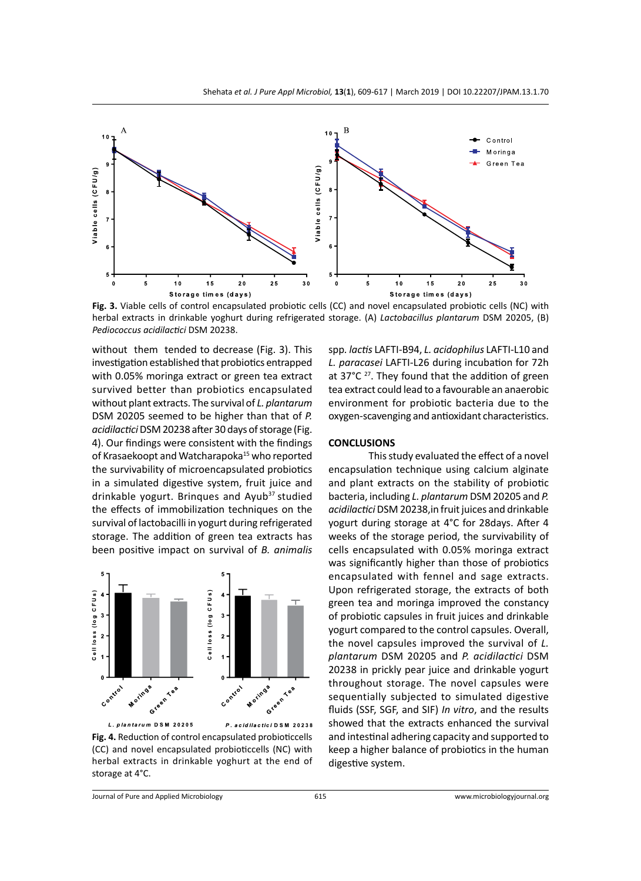**Fig. 3.** Viable cells of control encapsulated probiotic cells (CC) and novel encapsulated probiotic cells (NC) with herbal extracts in drinkable yoghurt during refrigerated storage. (A) *Lactobacillus plantarum* DSM 20205, (B) *Pediococcus acidilactici* DSM 20238.

without them tended to decrease (Fig. 3). This investigation established that probiotics entrapped with 0.05% moringa extract or green tea extract survived better than probiotics encapsulated without plant extracts. The survival of *L. plantarum* DSM 20205 seemed to be higher than that of *P. acidilactici* DSM 20238 after 30 days of storage (Fig. 4). Our findings were consistent with the findings of Krasaekoopt and Watcharapoka[15] who reported the survivability of microencapsulated probiotics in a simulated digestive system, fruit juice and drinkable yogurt. Brinques and Ayub[37] studied the effects of immobilization techniques on the survival of lactobacilli in yogurt during refrigerated storage. The addition of green tea extracts has been positive impact on survival of *B. animalis* spp. *lactis* LAFTI-B94, *L. acidophilus* LAFTI-L10 and *L. paracasei* LAFTI-L26 during incubation for 72h at 37°C [27]. They found that the addition of green tea extract could lead to a favourable an anaerobic environment for probiotic bacteria due to the oxygen-scavenging and antioxidant characteristics.

**Fig. 4.** Reduction of control encapsulated probioticcells (CC) and novel encapsulated probioticcells (NC) with herbal extracts in drinkable yoghurt at the end of storage at 4°C.

## CONCLUSIONS

This study evaluated the effect of a novel encapsulation technique using calcium alginate and plant extracts on the stability of probiotic bacteria, including *L. plantarum* DSM 20205 and *P. acidilactici* DSM 20238,in fruit juices and drinkable yogurt during storage at 4°C for 28days. After 4 weeks of the storage period, the survivability of cells encapsulated with 0.05% moringa extract was significantly higher than those of probiotics encapsulated with fennel and sage extracts. Upon refrigerated storage, the extracts of both green tea and moringa improved the constancy of probiotic capsules in fruit juices and drinkable yogurt compared to the control capsules. Overall, the novel capsules improved the survival of *L. plantarum* DSM 20205 and *P. acidilactici* DSM 20238 in prickly pear juice and drinkable yogurt throughout storage. The novel capsules were sequentially subjected to simulated digestive fluids (SSF, SGF, and SIF) *In vitro*, and the results showed that the extracts enhanced the survival and intestinal adhering capacity and supported to keep a higher balance of probiotics in the human digestive system.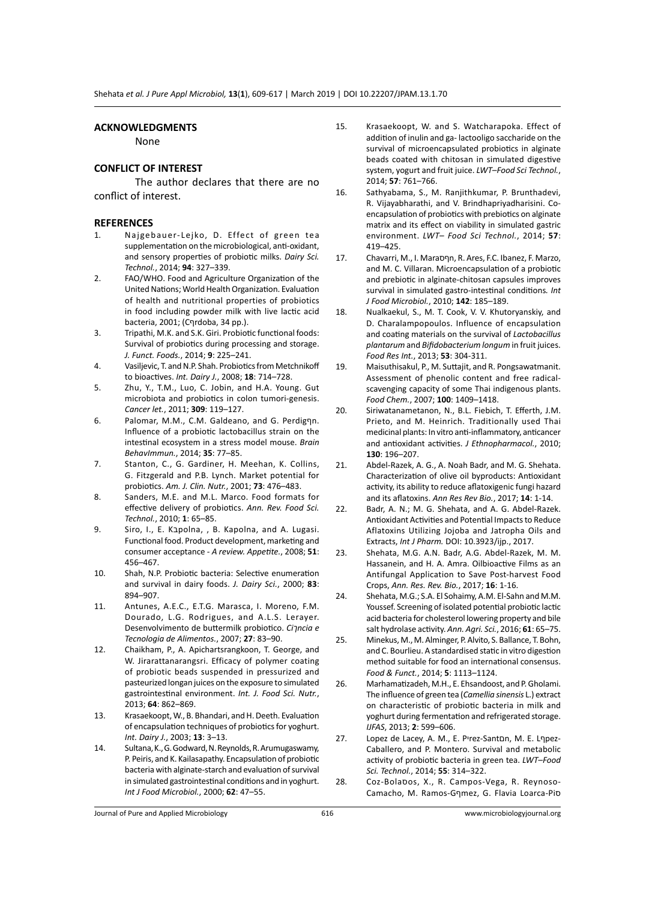## ACKNOWLEDGMENTS

None

## CONFLICT OF INTEREST

The author declares that there are no conflict of interest.

## REFERENCES

1. Najgebauer-Lejko, D. Effect of green tea supplementation on the microbiological, anti-oxidant, and sensory properties of probiotic milks. *Dairy Sci. Technol.*, 2014; **94**: 327–339.
2. FAO/WHO. Food and Agriculture Organization of the United Nations; World Health Organization. Evaluation of health and nutritional properties of probiotics in food including powder milk with live lactic acid bacteria, 2001; (Cףrdoba, 34 pp.).
3. Tripathi, M.K. and S.K. Giri. Probiotic functional foods: Survival of probiotics during processing and storage. *J. Funct. Foods.*, 2014; **9**: 225–241.
4. Vasiljevic, T. and N.P. Shah. Probiotics from Metchnikoff to bioactives. *Int. Dairy J.*, 2008; **18**: 714–728.
5. Zhu, Y., T.M., Luo, C. Jobin, and H.A. Young. Gut microbiota and probiotics in colon tumori-genesis. *Cancer let.*, 2011; **309**: 119–127.
6. Palomar, M.M., C.M. Galdeano, and G. Perdigףn. Influence of a probiotic lactobacillus strain on the intestinal ecosystem in a stress model mouse. *Brain BehavImmun.*, 2014; **35**: 77–85.
7. Stanton, C., G. Gardiner, H. Meehan, K. Collins, G. Fitzgerald and P.B. Lynch. Market potential for probiotics. *Am. J. Clin. Nutr.*, 2001; **73**: 476–483.
8. Sanders, M.E. and M.L. Marco. Food formats for effective delivery of probiotics. *Ann. Rev. Food Sci. Technol.*, 2010; **1**: 65–85.
9. Siro, I., E. Kבpolna, , B. Kapolna, and A. Lugasi. Functional food. Product development, marketing and consumer acceptance - *A review. Appetite.*, 2008; **51**: 456–467.
10. Shah, N.P. Probiotic bacteria: Selective enumeration and survival in dairy foods. *J. Dairy Sci.*, 2000; **83**: 894–907.
11. Antunes, A.E.C., E.T.G. Marasca, I. Moreno, F.M. Dourado, L.G. Rodrigues, and A.L.S. Lerayer. Desenvolvimento de buttermilk probiotico. *Ciךncia e Tecnologia de Alimentos.*, 2007; **27**: 83–90.
12. Chaikham, P., A. Apichartsrangkoon, T. George, and W. Jirarattanarangsri. Efficacy of polymer coating of probiotic beads suspended in pressurized and pasteurized longan juices on the exposure to simulated gastrointestinal environment. *Int. J. Food Sci. Nutr.*, 2013; **64**: 862–869.
13. Krasaekoopt, W., B. Bhandari, and H. Deeth. Evaluation of encapsulation techniques of probiotics for yoghurt. *Int. Dairy J.*, 2003; **13**: 3–13.
14. Sultana, K., G. Godward, N. Reynolds, R. Arumugaswamy, P. Peiris, and K. Kailasapathy. Encapsulation of probiotic bacteria with alginate-starch and evaluation of survival in simulated gastrointestinal conditions and in yoghurt. *Int J Food Microbiol.*, 2000; **62**: 47–55.
15. Krasaekoopt, W. and S. Watcharapoka. Effect of addition of inulin and ga- lactooligo saccharide on the survival of microencapsulated probiotics in alginate beads coated with chitosan in simulated digestive system, yogurt and fruit juice. *LWT–Food Sci Technol.*, 2014; **57**: 761–766.
16. Sathyabama, S., M. Ranjithkumar, P. Brunthadevi, R. Vijayabharathi, and V. Brindhapriyadharisini. Co-encapsulation of probiotics with prebiotics on alginate matrix and its effect on viability in simulated gastric environment. *LWT– Food Sci Technol.*, 2014; **57**: 419–425.
17. Chavarri, M., I. Maraסףn, R. Ares, F.C. Ibanez, F. Marzo, and M. C. Villaran. Microencapsulation of a probiotic and prebiotic in alginate-chitosan capsules improves survival in simulated gastro-intestinal conditions. *Int J Food Microbiol.*, 2010; **142**: 185–189.
18. Nualkaekul, S., M. T. Cook, V. V. Khutoryanskiy, and D. Charalampopoulos. Influence of encapsulation and coating materials on the survival of *Lactobacillus plantarum* and *Bifidobacterium longum* in fruit juices. *Food Res Int.*, 2013; **53**: 304-311.
19. Maisuthisakul, P., M. Suttajit, and R. Pongsawatmanit. Assessment of phenolic content and free radical-scavenging capacity of some Thai indigenous plants. *Food Chem.*, 2007; **100**: 1409–1418.
20. Siriwatanametanon, N., B.L. Fiebich, T. Efferth, J.M. Prieto, and M. Heinrich. Traditionally used Thai medicinal plants: In vitro anti-inflammatory, anticancer and antioxidant activities. *J Ethnopharmacol.*, 2010; **130**: 196–207.
21. Abdel-Razek, A. G., A. Noah Badr, and M. G. Shehata. Characterization of olive oil byproducts: Antioxidant activity, its ability to reduce aflatoxigenic fungi hazard and its aflatoxins. *Ann Res Rev Bio.*, 2017; **14**: 1-14.
22. Badr, A. N.; M. G. Shehata, and A. G. Abdel-Razek. Antioxidant Activities and Potential Impacts to Reduce Aflatoxins Utilizing Jojoba and Jatropha Oils and Extracts, *Int J Pharm.* DOI: 10.3923/ijp., 2017.
23. Shehata, M.G. A.N. Badr, A.G. Abdel-Razek, M. M. Hassanein, and H. A. Amra. Oilbioactive Films as an Antifungal Application to Save Post-harvest Food Crops, *Ann. Res. Rev. Bio.*, 2017; **16**: 1-16.
24. Shehata, M.G.; S.A. El Sohaimy, A.M. El-Sahn and M.M. Youssef. Screening of isolated potential probiotic lactic acid bacteria for cholesterol lowering property and bile salt hydrolase activity. *Ann. Agri. Sci.*, 2016; **61**: 65–75.
25. Minekus, M., M. Alminger, P. Alvito, S. Ballance, T. Bohn, and C. Bourlieu. A standardised static in vitro digestion method suitable for food an international consensus. *Food & Funct.*, 2014; **5**: 1113–1124.
26. Marhamatizadeh, M.H., E. Ehsandoost, and P. Gholami. The influence of green tea (*Camellia sinensis* L.) extract on characteristic of probiotic bacteria in milk and yoghurt during fermentation and refrigerated storage. *IJFAS*, 2013; **2**: 599–606.
27. Lopez de Lacey, A. M., E. Pיrez-Santםn, M. E. Lףpez-Caballero, and P. Montero. Survival and metabolic activity of probiotic bacteria in green tea. *LWT–Food Sci. Technol.*, 2014; **55**: 314–322.
28. Coz-Bolaסos, X., R. Campos-Vega, R. Reynoso-Camacho, M. Ramos-Gףmez, G. Flavia Loarca-Piס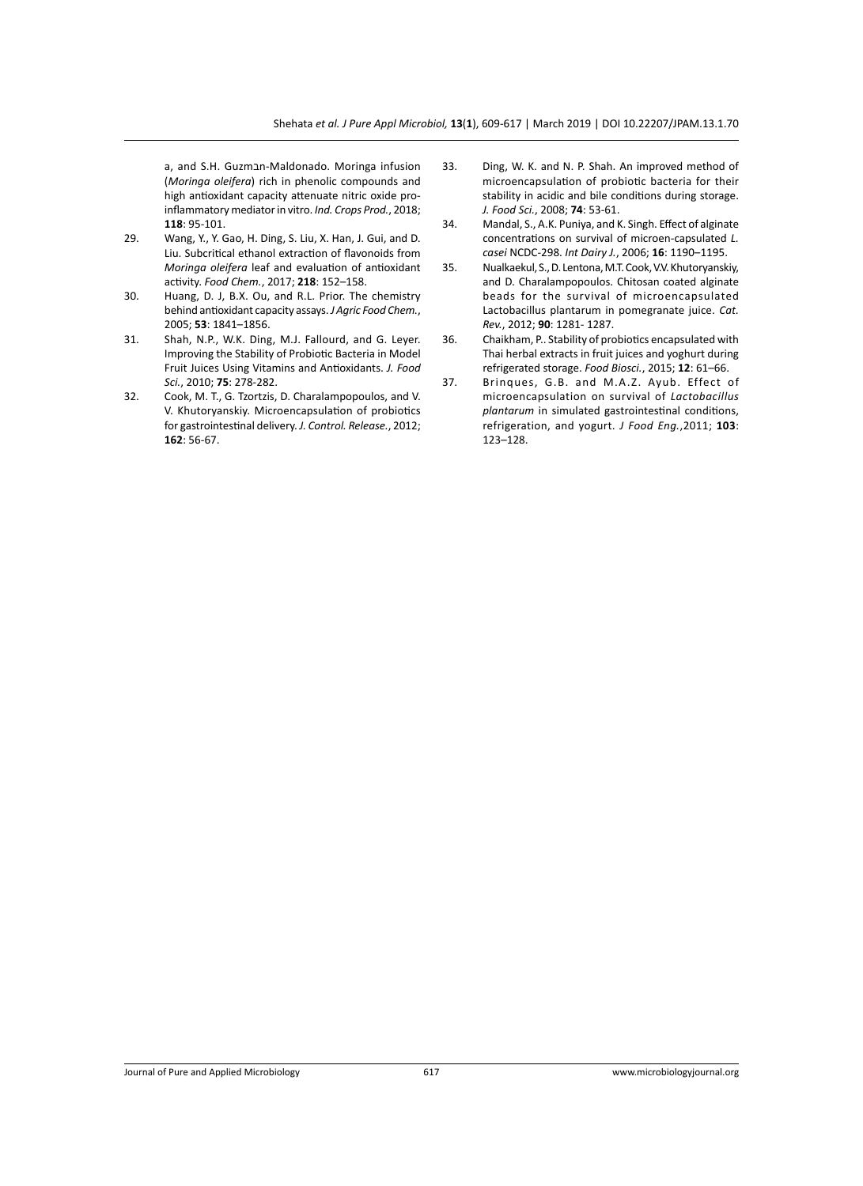a, and S.H. Guzmבn-Maldonado. Moringa infusion (*Moringa oleifera*) rich in phenolic compounds and high antioxidant capacity attenuate nitric oxide pro-inflammatory mediator in vitro. *Ind. Crops Prod.*, 2018; **118**: 95-101.

29. Wang, Y., Y. Gao, H. Ding, S. Liu, X. Han, J. Gui, and D. Liu. Subcritical ethanol extraction of flavonoids from *Moringa oleifera* leaf and evaluation of antioxidant activity. *Food Chem.*, 2017; **218**: 152–158.
30. Huang, D. J, B.X. Ou, and R.L. Prior. The chemistry behind antioxidant capacity assays. *J Agric Food Chem.*, 2005; **53**: 1841–1856.
31. Shah, N.P., W.K. Ding, M.J. Fallourd, and G. Leyer. Improving the Stability of Probiotic Bacteria in Model Fruit Juices Using Vitamins and Antioxidants. *J. Food Sci.*, 2010; **75**: 278-282.
32. Cook, M. T., G. Tzortzis, D. Charalampopoulos, and V. V. Khutoryanskiy. Microencapsulation of probiotics for gastrointestinal delivery. *J. Control. Release.*, 2012; **162**: 56-67.
33. Ding, W. K. and N. P. Shah. An improved method of microencapsulation of probiotic bacteria for their stability in acidic and bile conditions during storage. *J. Food Sci.*, 2008; **74**: 53-61.
34. Mandal, S., A.K. Puniya, and K. Singh. Effect of alginate concentrations on survival of microen-capsulated *L. casei* NCDC-298. *Int Dairy J.*, 2006; **16**: 1190–1195.
35. Nualkaekul, S., D. Lentona, M.T. Cook, V.V. Khutoryanskiy, and D. Charalampopoulos. Chitosan coated alginate beads for the survival of microencapsulated Lactobacillus plantarum in pomegranate juice. *Cat. Rev.*, 2012; **90**: 1281- 1287.
36. Chaikham, P.. Stability of probiotics encapsulated with Thai herbal extracts in fruit juices and yoghurt during refrigerated storage. *Food Biosci.*, 2015; **12**: 61–66.
37. Brinques, G.B. and M.A.Z. Ayub. Effect of microencapsulation on survival of *Lactobacillus plantarum* in simulated gastrointestinal conditions, refrigeration, and yogurt. *J Food Eng.*,2011; **103**: 123–128.